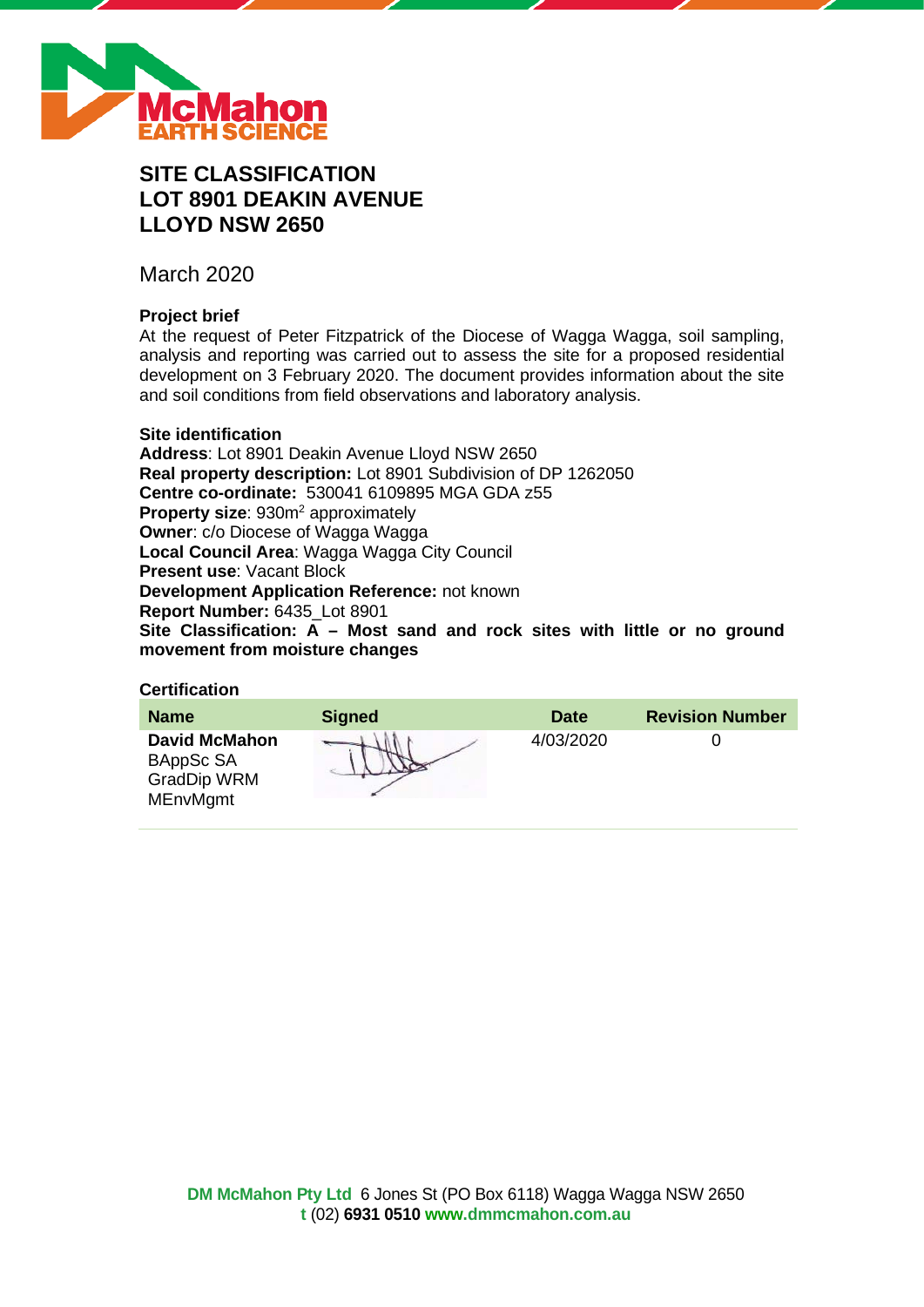# SITE CLASSIFICATION
# LOT 8901 DEAKIN AVENUE
# LLOYD NSW 2650

March 2020

### Project brief

At the request of Peter Fitzpatrick of the Diocese of Wagga Wagga, soil sampling, analysis and reporting was carried out to assess the site for a proposed residential development on 3 February 2020. The document provides information about the site and soil conditions from field observations and laboratory analysis.

### Site identification

**Address**: Lot 8901 Deakin Avenue Lloyd NSW 2650
**Real property description:** Lot 8901 Subdivision of DP 1262050
**Centre co-ordinate:** 530041 6109895 MGA GDA z55
**Property size**: 930m$^2$ approximately
**Owner**: c/o Diocese of Wagga Wagga
**Local Council Area**: Wagga Wagga City Council
**Present use**: Vacant Block
**Development Application Reference:** not known
**Report Number:** 6435_Lot 8901
**Site Classification: A – Most sand and rock sites with little or no ground movement from moisture changes**

### Certification

| Name | Signed | Date | Revision Number |
|---|---|---|---|
| **David McMahon** BAppSc SA GradDip WRM MEnvMgmt | [signature] | 4/03/2020 | 0 |

**DM McMahon Pty Ltd** 6 Jones St (PO Box 6118) Wagga Wagga NSW 2650
**t** (02) **6931 0510** **www.dmmcmahon.com.au**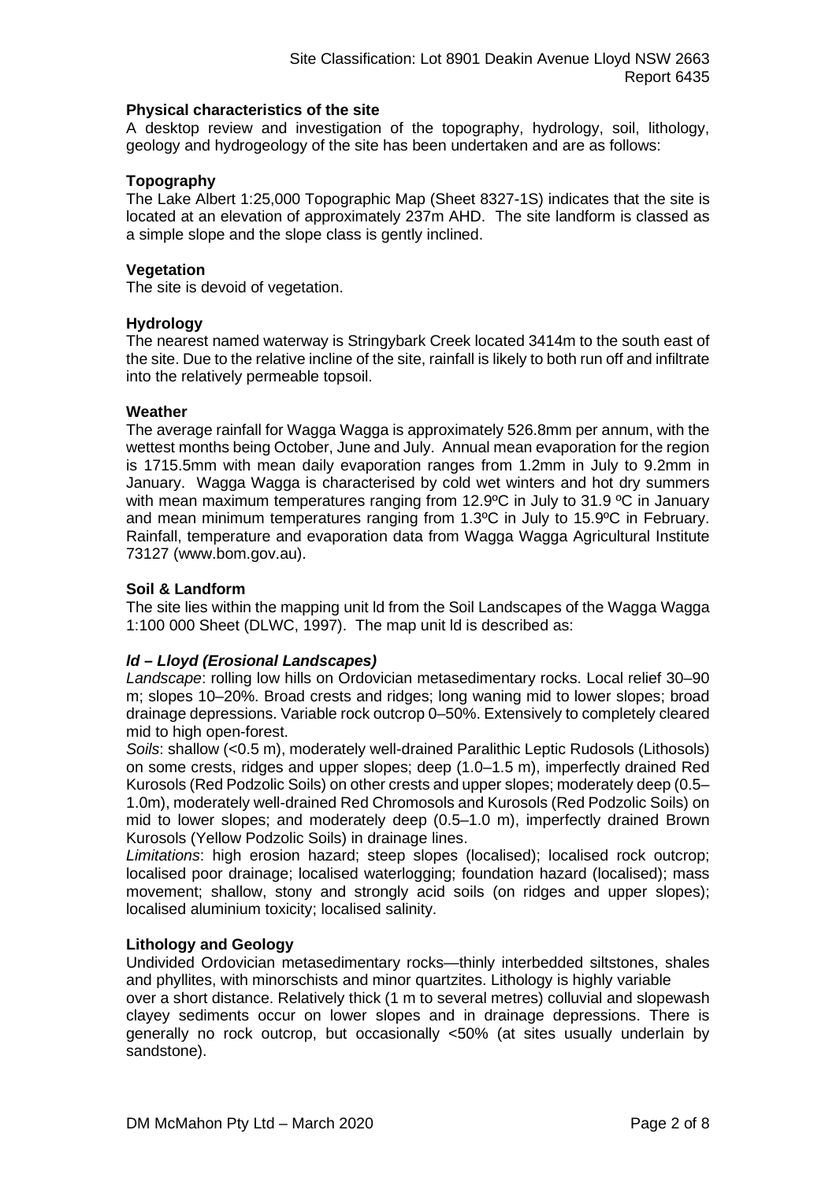**Physical characteristics of the site**

A desktop review and investigation of the topography, hydrology, soil, lithology, geology and hydrogeology of the site has been undertaken and are as follows:

**Topography**

The Lake Albert 1:25,000 Topographic Map (Sheet 8327-1S) indicates that the site is located at an elevation of approximately 237m AHD. The site landform is classed as a simple slope and the slope class is gently inclined.

**Vegetation**

The site is devoid of vegetation.

**Hydrology**

The nearest named waterway is Stringybark Creek located 3414m to the south east of the site. Due to the relative incline of the site, rainfall is likely to both run off and infiltrate into the relatively permeable topsoil.

**Weather**

The average rainfall for Wagga Wagga is approximately 526.8mm per annum, with the wettest months being October, June and July. Annual mean evaporation for the region is 1715.5mm with mean daily evaporation ranges from 1.2mm in July to 9.2mm in January. Wagga Wagga is characterised by cold wet winters and hot dry summers with mean maximum temperatures ranging from 12.9ºC in July to 31.9 ºC in January and mean minimum temperatures ranging from 1.3ºC in July to 15.9ºC in February. Rainfall, temperature and evaporation data from Wagga Wagga Agricultural Institute 73127 (www.bom.gov.au).

**Soil & Landform**

The site lies within the mapping unit ld from the Soil Landscapes of the Wagga Wagga 1:100 000 Sheet (DLWC, 1997). The map unit ld is described as:

***ld – Lloyd (Erosional Landscapes)***

*Landscape*: rolling low hills on Ordovician metasedimentary rocks. Local relief 30–90 m; slopes 10–20%. Broad crests and ridges; long waning mid to lower slopes; broad drainage depressions. Variable rock outcrop 0–50%. Extensively to completely cleared mid to high open-forest.

*Soils*: shallow (<0.5 m), moderately well-drained Paralithic Leptic Rudosols (Lithosols) on some crests, ridges and upper slopes; deep (1.0–1.5 m), imperfectly drained Red Kurosols (Red Podzolic Soils) on other crests and upper slopes; moderately deep (0.5–1.0m), moderately well-drained Red Chromosols and Kurosols (Red Podzolic Soils) on mid to lower slopes; and moderately deep (0.5–1.0 m), imperfectly drained Brown Kurosols (Yellow Podzolic Soils) in drainage lines.

*Limitations*: high erosion hazard; steep slopes (localised); localised rock outcrop; localised poor drainage; localised waterlogging; foundation hazard (localised); mass movement; shallow, stony and strongly acid soils (on ridges and upper slopes); localised aluminium toxicity; localised salinity.

**Lithology and Geology**

Undivided Ordovician metasedimentary rocks—thinly interbedded siltstones, shales and phyllites, with minorschists and minor quartzites. Lithology is highly variable over a short distance. Relatively thick (1 m to several metres) colluvial and slopewash clayey sediments occur on lower slopes and in drainage depressions. There is generally no rock outcrop, but occasionally <50% (at sites usually underlain by sandstone).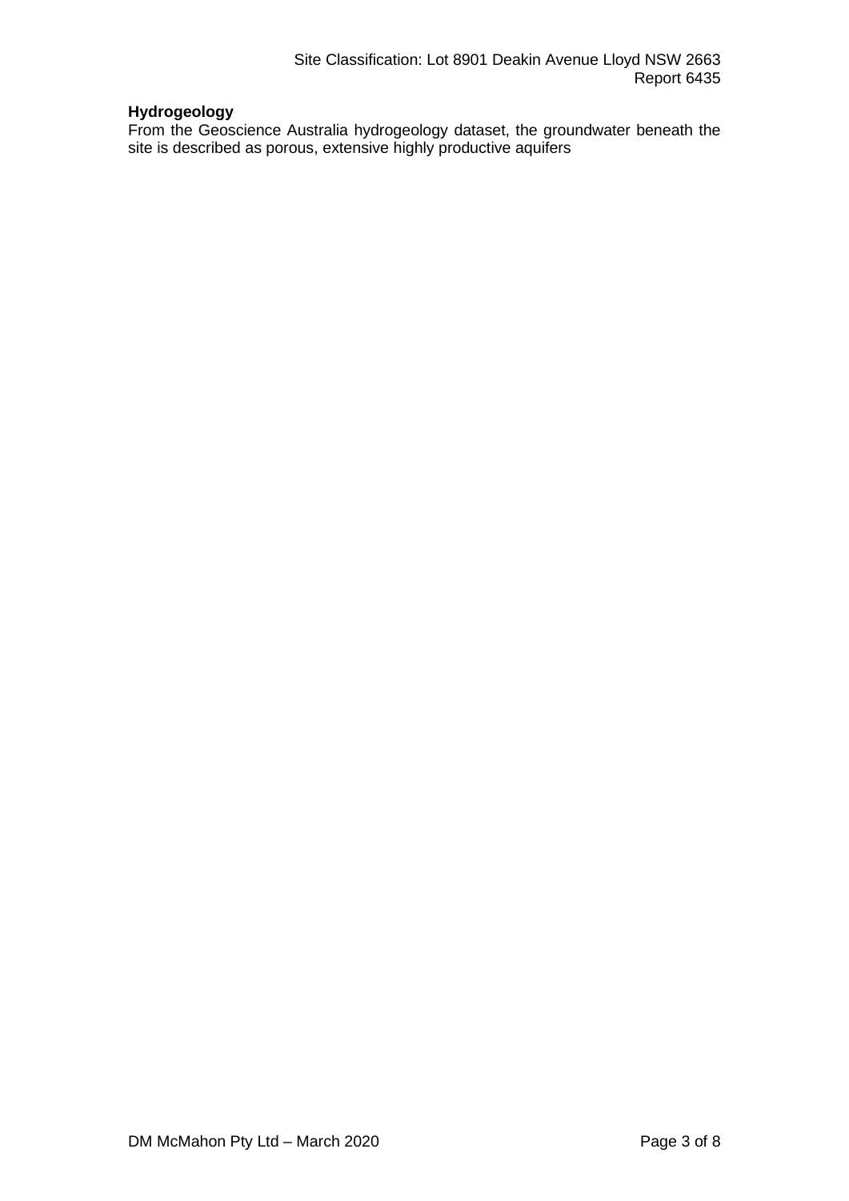**Hydrogeology**

From the Geoscience Australia hydrogeology dataset, the groundwater beneath the site is described as porous, extensive highly productive aquifers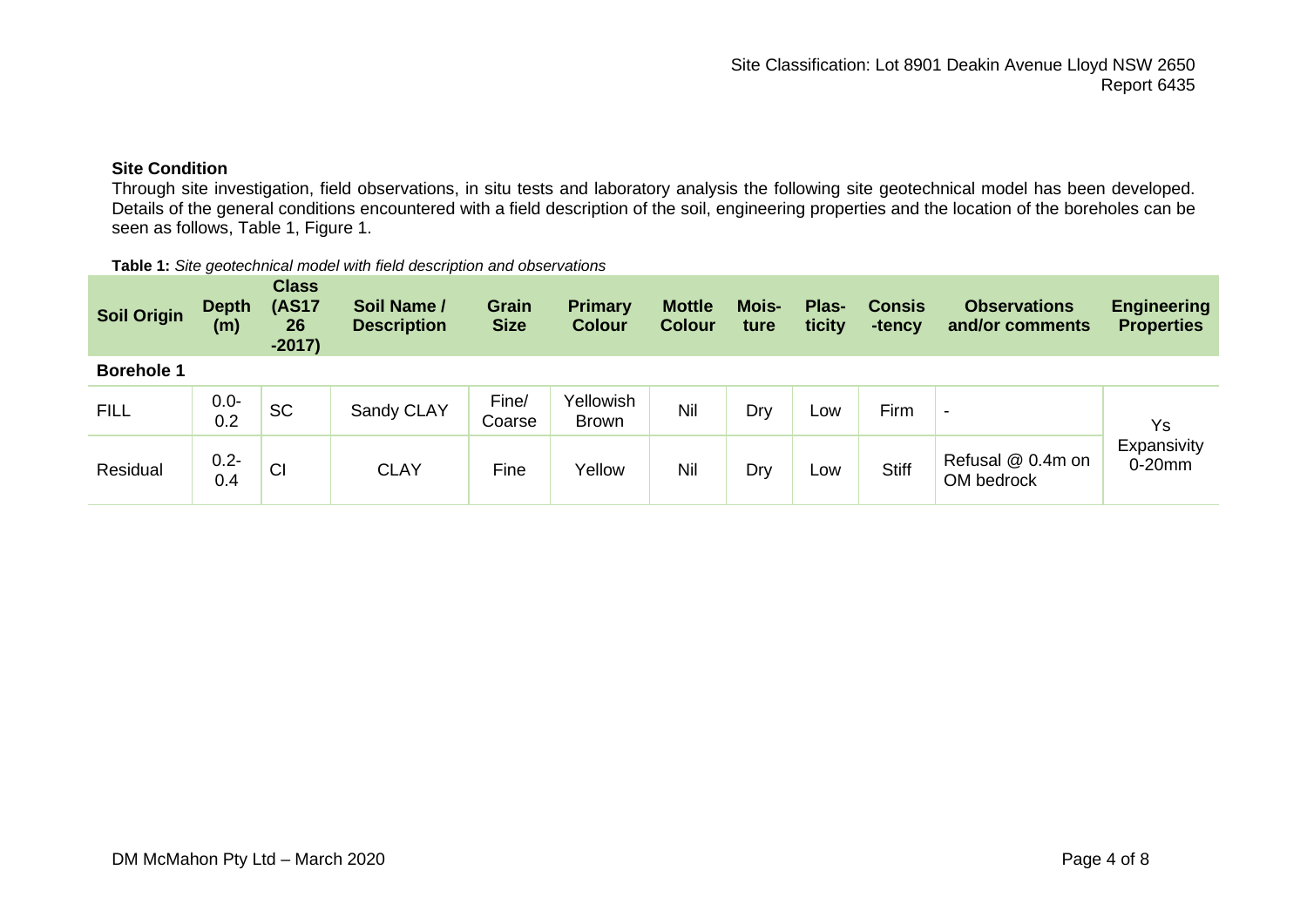### Site Condition

Through site investigation, field observations, in situ tests and laboratory analysis the following site geotechnical model has been developed. Details of the general conditions encountered with a field description of the soil, engineering properties and the location of the boreholes can be seen as follows, Table 1, Figure 1.

**Table 1:** *Site geotechnical model with field description and observations*

| Soil Origin | Depth (m) | Class (AS1726-2017) | Soil Name / Description | Grain Size | Primary Colour | Mottle Colour | Moisture | Plasticity | Consistency | Observations and/or comments | Engineering Properties |
|---|---|---|---|---|---|---|---|---|---|---|---|
| **Borehole 1** | | | | | | | | | | | |
| FILL | 0.0-0.2 | SC | Sandy CLAY | Fine/ Coarse | Yellowish Brown | Nil | Dry | Low | Firm | - | Ys Expansivity 0-20mm |
| Residual | 0.2-0.4 | CI | CLAY | Fine | Yellow | Nil | Dry | Low | Stiff | Refusal @ 0.4m on OM bedrock | |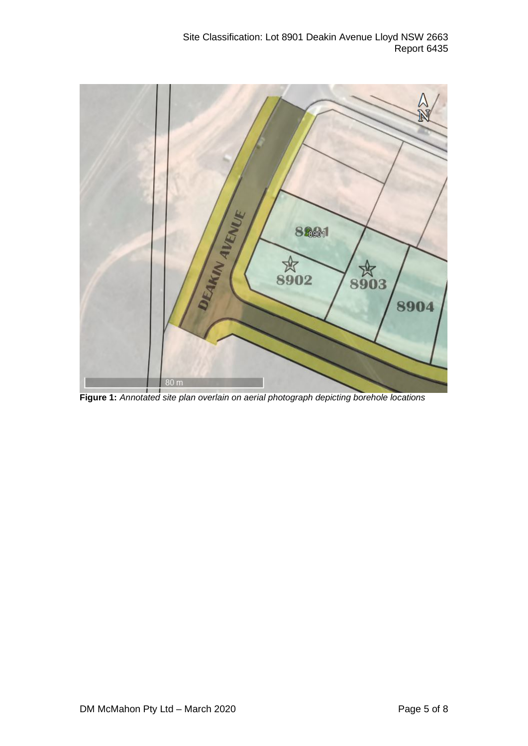**Figure 1:** *Annotated site plan overlain on aerial photograph depicting borehole locations*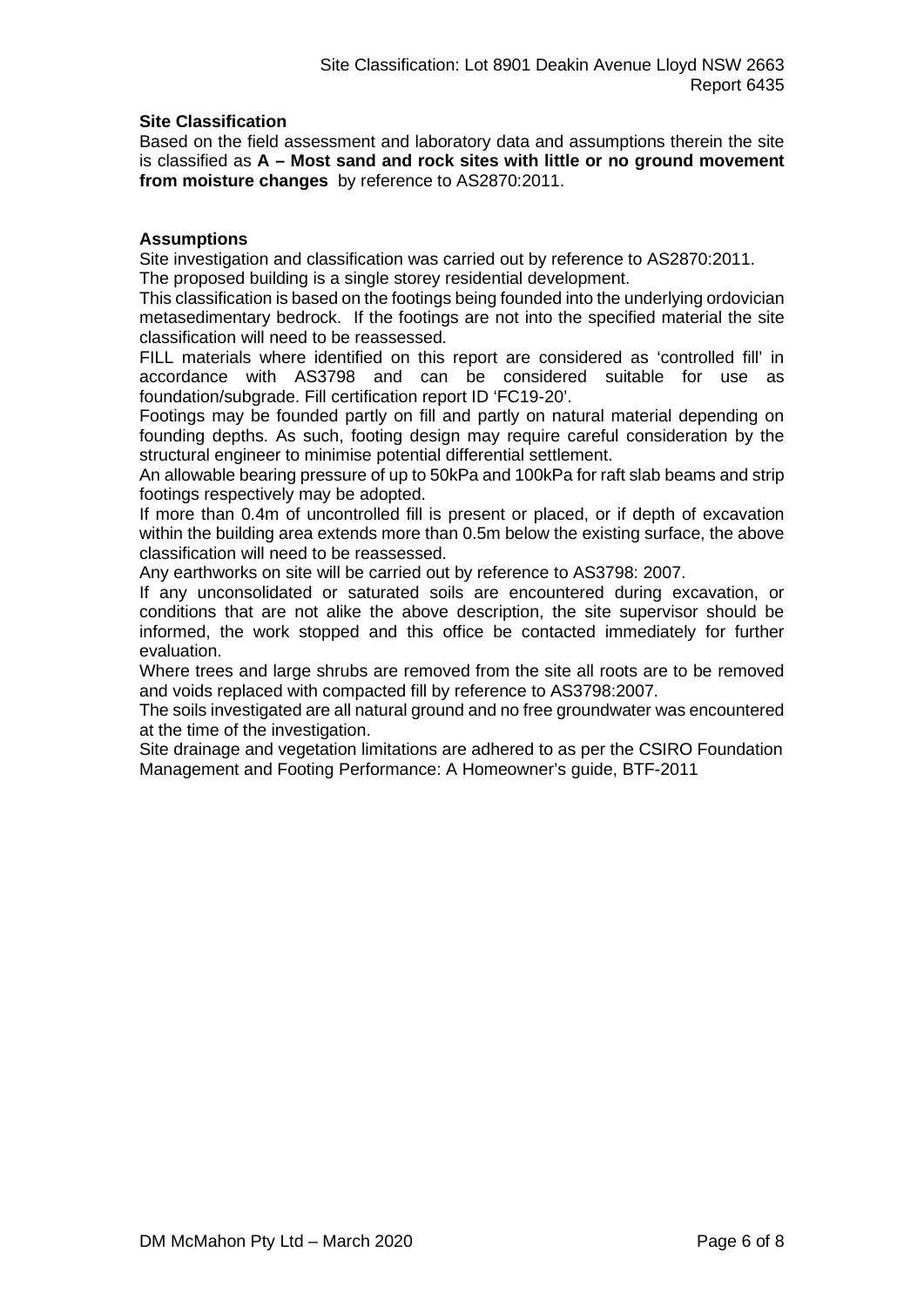**Site Classification**

Based on the field assessment and laboratory data and assumptions therein the site is classified as **A – Most sand and rock sites with little or no ground movement from moisture changes** by reference to AS2870:2011.

**Assumptions**

Site investigation and classification was carried out by reference to AS2870:2011.
The proposed building is a single storey residential development.
This classification is based on the footings being founded into the underlying ordovician metasedimentary bedrock. If the footings are not into the specified material the site classification will need to be reassessed.
FILL materials where identified on this report are considered as 'controlled fill' in accordance with AS3798 and can be considered suitable for use as foundation/subgrade. Fill certification report ID 'FC19-20'.
Footings may be founded partly on fill and partly on natural material depending on founding depths. As such, footing design may require careful consideration by the structural engineer to minimise potential differential settlement.
An allowable bearing pressure of up to 50kPa and 100kPa for raft slab beams and strip footings respectively may be adopted.
If more than 0.4m of uncontrolled fill is present or placed, or if depth of excavation within the building area extends more than 0.5m below the existing surface, the above classification will need to be reassessed.
Any earthworks on site will be carried out by reference to AS3798: 2007.
If any unconsolidated or saturated soils are encountered during excavation, or conditions that are not alike the above description, the site supervisor should be informed, the work stopped and this office be contacted immediately for further evaluation.
Where trees and large shrubs are removed from the site all roots are to be removed and voids replaced with compacted fill by reference to AS3798:2007.
The soils investigated are all natural ground and no free groundwater was encountered at the time of the investigation.
Site drainage and vegetation limitations are adhered to as per the CSIRO Foundation Management and Footing Performance: A Homeowner's guide, BTF-2011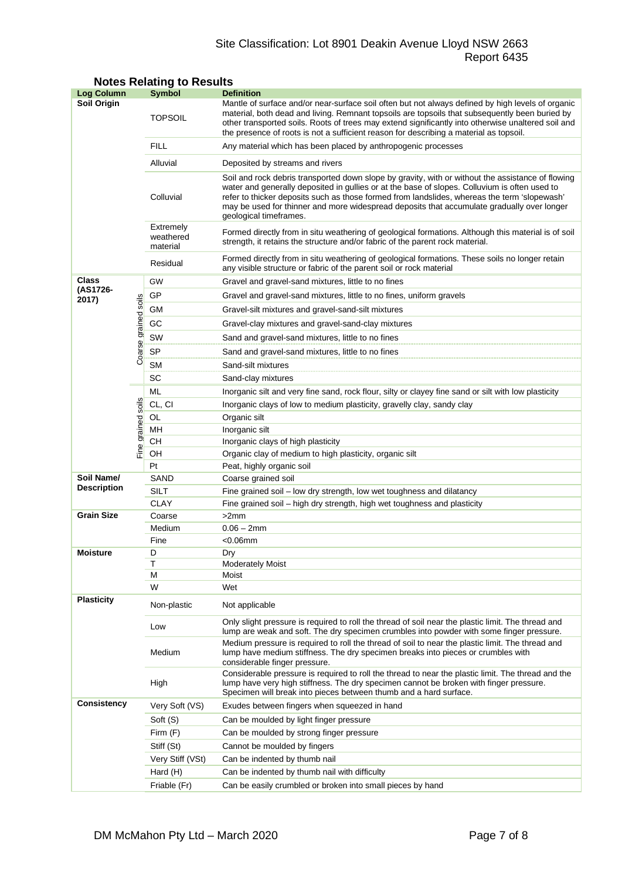## Notes Relating to Results

| Log Column | | Symbol | Definition |
|---|---|---|---|
| Soil Origin | | TOPSOIL | Mantle of surface and/or near-surface soil often but not always defined by high levels of organic material, both dead and living. Remnant topsoils are topsoils that subsequently been buried by other transported soils. Roots of trees may extend significantly into otherwise unaltered soil and the presence of roots is not a sufficient reason for describing a material as topsoil. |
| | | FILL | Any material which has been placed by anthropogenic processes |
| | | Alluvial | Deposited by streams and rivers |
| | | Colluvial | Soil and rock debris transported down slope by gravity, with or without the assistance of flowing water and generally deposited in gullies or at the base of slopes. Colluvium is often used to refer to thicker deposits such as those formed from landslides, whereas the term 'slopewash' may be used for thinner and more widespread deposits that accumulate gradually over longer geological timeframes. |
| | | Extremely weathered material | Formed directly from in situ weathering of geological formations. Although this material is of soil strength, it retains the structure and/or fabric of the parent rock material. |
| | | Residual | Formed directly from in situ weathering of geological formations. These soils no longer retain any visible structure or fabric of the parent soil or rock material |
| Class (AS1726-2017) | Coarse grained soils | GW | Gravel and gravel-sand mixtures, little to no fines |
| | | GP | Gravel and gravel-sand mixtures, little to no fines, uniform gravels |
| | | GM | Gravel-silt mixtures and gravel-sand-silt mixtures |
| | | GC | Gravel-clay mixtures and gravel-sand-clay mixtures |
| | | SW | Sand and gravel-sand mixtures, little to no fines |
| | | SP | Sand and gravel-sand mixtures, little to no fines |
| | | SM | Sand-silt mixtures |
| | | SC | Sand-clay mixtures |
| | Fine grained soils | ML | Inorganic silt and very fine sand, rock flour, silty or clayey fine sand or silt with low plasticity |
| | | CL, CI | Inorganic clays of low to medium plasticity, gravelly clay, sandy clay |
| | | OL | Organic silt |
| | | MH | Inorganic silt |
| | | CH | Inorganic clays of high plasticity |
| | | OH | Organic clay of medium to high plasticity, organic silt |
| | | Pt | Peat, highly organic soil |
| Soil Name/ Description | | SAND | Coarse grained soil |
| | | SILT | Fine grained soil – low dry strength, low wet toughness and dilatancy |
| | | CLAY | Fine grained soil – high dry strength, high wet toughness and plasticity |
| Grain Size | | Coarse | >2mm |
| | | Medium | 0.06 – 2mm |
| | | Fine | <0.06mm |
| Moisture | | D | Dry |
| | | T | Moderately Moist |
| | | M | Moist |
| | | W | Wet |
| Plasticity | | Non-plastic | Not applicable |
| | | Low | Only slight pressure is required to roll the thread of soil near the plastic limit. The thread and lump are weak and soft. The dry specimen crumbles into powder with some finger pressure. |
| | | Medium | Medium pressure is required to roll the thread of soil to near the plastic limit. The thread and lump have medium stiffness. The dry specimen breaks into pieces or crumbles with considerable finger pressure. |
| | | High | Considerable pressure is required to roll the thread to near the plastic limit. The thread and the lump have very high stiffness. The dry specimen cannot be broken with finger pressure. Specimen will break into pieces between thumb and a hard surface. |
| Consistency | | Very Soft (VS) | Exudes between fingers when squeezed in hand |
| | | Soft (S) | Can be moulded by light finger pressure |
| | | Firm (F) | Can be moulded by strong finger pressure |
| | | Stiff (St) | Cannot be moulded by fingers |
| | | Very Stiff (VSt) | Can be indented by thumb nail |
| | | Hard (H) | Can be indented by thumb nail with difficulty |
| | | Friable (Fr) | Can be easily crumbled or broken into small pieces by hand |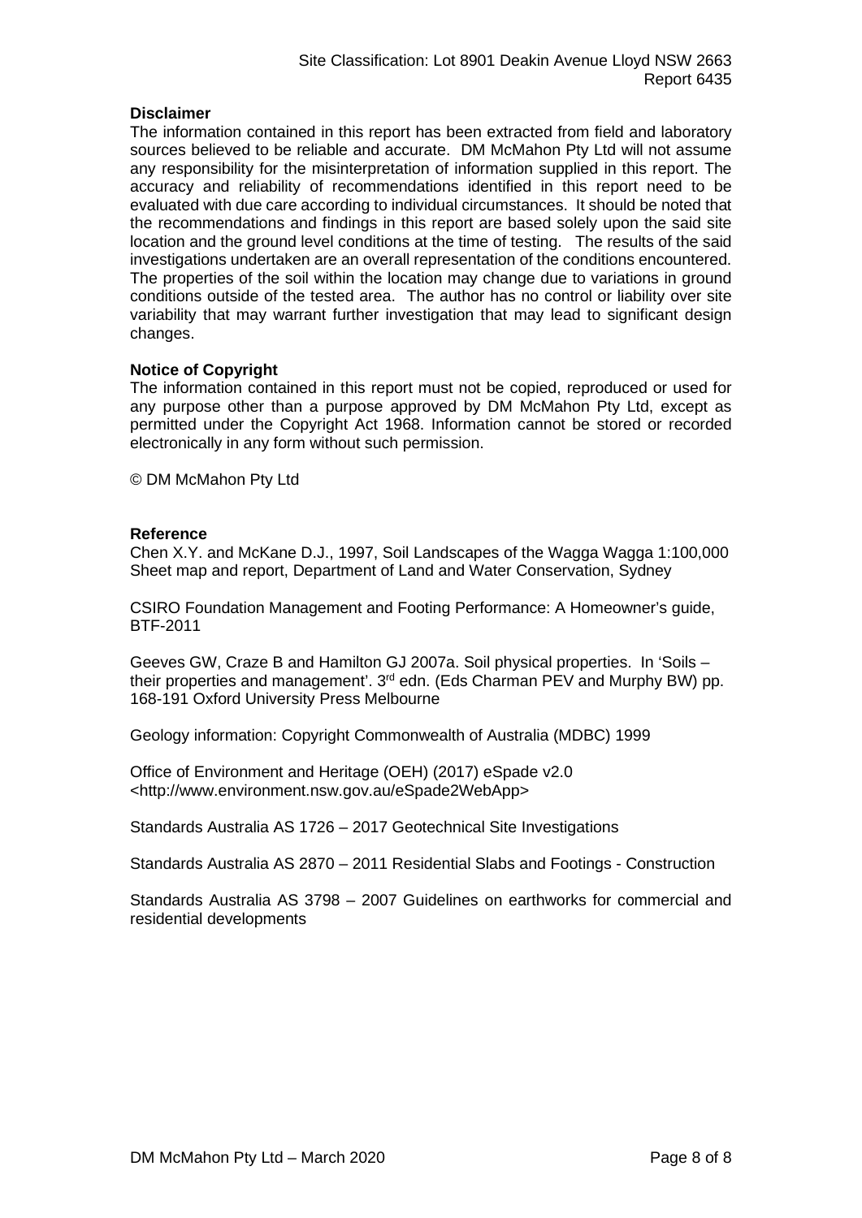**Disclaimer**

The information contained in this report has been extracted from field and laboratory sources believed to be reliable and accurate. DM McMahon Pty Ltd will not assume any responsibility for the misinterpretation of information supplied in this report. The accuracy and reliability of recommendations identified in this report need to be evaluated with due care according to individual circumstances. It should be noted that the recommendations and findings in this report are based solely upon the said site location and the ground level conditions at the time of testing. The results of the said investigations undertaken are an overall representation of the conditions encountered. The properties of the soil within the location may change due to variations in ground conditions outside of the tested area. The author has no control or liability over site variability that may warrant further investigation that may lead to significant design changes.

**Notice of Copyright**

The information contained in this report must not be copied, reproduced or used for any purpose other than a purpose approved by DM McMahon Pty Ltd, except as permitted under the Copyright Act 1968. Information cannot be stored or recorded electronically in any form without such permission.

© DM McMahon Pty Ltd

**Reference**

Chen X.Y. and McKane D.J., 1997, Soil Landscapes of the Wagga Wagga 1:100,000 Sheet map and report, Department of Land and Water Conservation, Sydney

CSIRO Foundation Management and Footing Performance: A Homeowner's guide, BTF-2011

Geeves GW, Craze B and Hamilton GJ 2007a. Soil physical properties. In 'Soils – their properties and management'. 3rd edn. (Eds Charman PEV and Murphy BW) pp. 168-191 Oxford University Press Melbourne

Geology information: Copyright Commonwealth of Australia (MDBC) 1999

Office of Environment and Heritage (OEH) (2017) eSpade v2.0 <http://www.environment.nsw.gov.au/eSpade2WebApp>

Standards Australia AS 1726 – 2017 Geotechnical Site Investigations

Standards Australia AS 2870 – 2011 Residential Slabs and Footings - Construction

Standards Australia AS 3798 – 2007 Guidelines on earthworks for commercial and residential developments